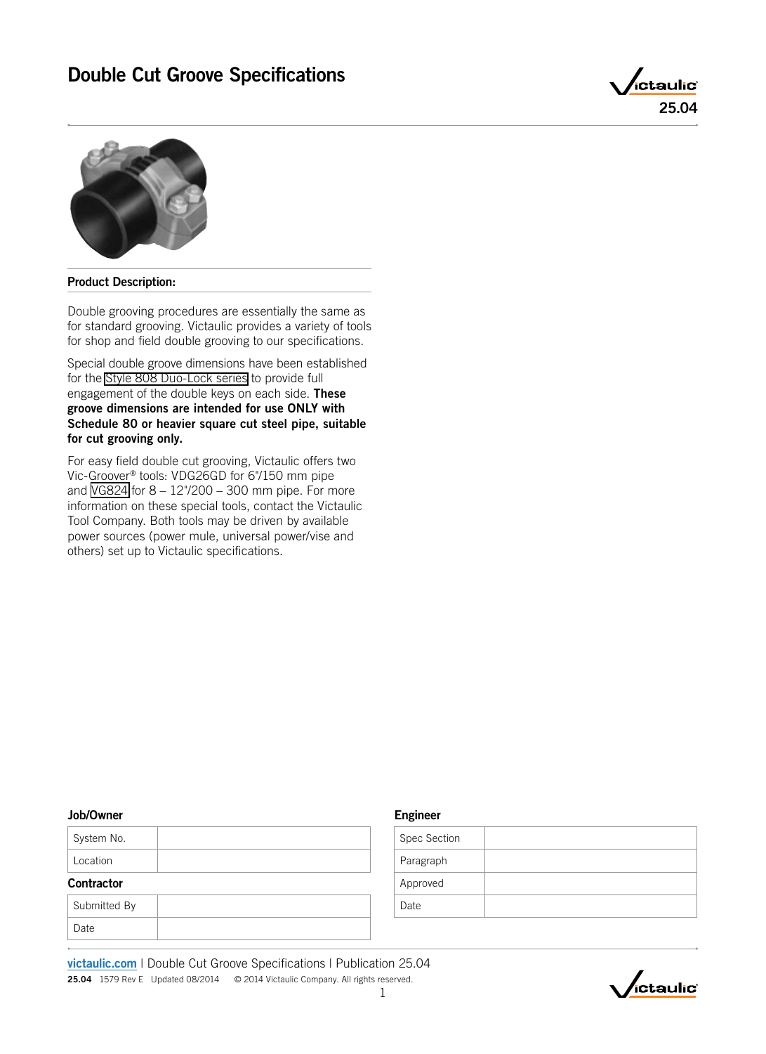# Double Cut Groove Specifications

25.04

## Product Description:

Double grooving procedures are essentially the same as for standard grooving. Victaulic provides a variety of tools for shop and field double grooving to our specifications.

Special double groove dimensions have been established for the Style 808 Duo-Lock series to provide full engagement of the double keys on each side. **These groove dimensions are intended for use ONLY with Schedule 80 or heavier square cut steel pipe, suitable for cut grooving only.**

For easy field double cut grooving, Victaulic offers two Vic-Groover® tools: VDG26GD for 6"/150 mm pipe and VG824 for 8 – 12"/200 – 300 mm pipe. For more information on these special tools, contact the Victaulic Tool Company. Both tools may be driven by available power sources (power mule, universal power/vise and others) set up to Victaulic specifications.

**Job/Owner**

| System No. | |
|---|---|
| Location | |

**Contractor**

| Submitted By | |
|---|---|
| Date | |

**Engineer**

| Spec Section | |
|---|---|
| Paragraph | |
| Approved | |
| Date | |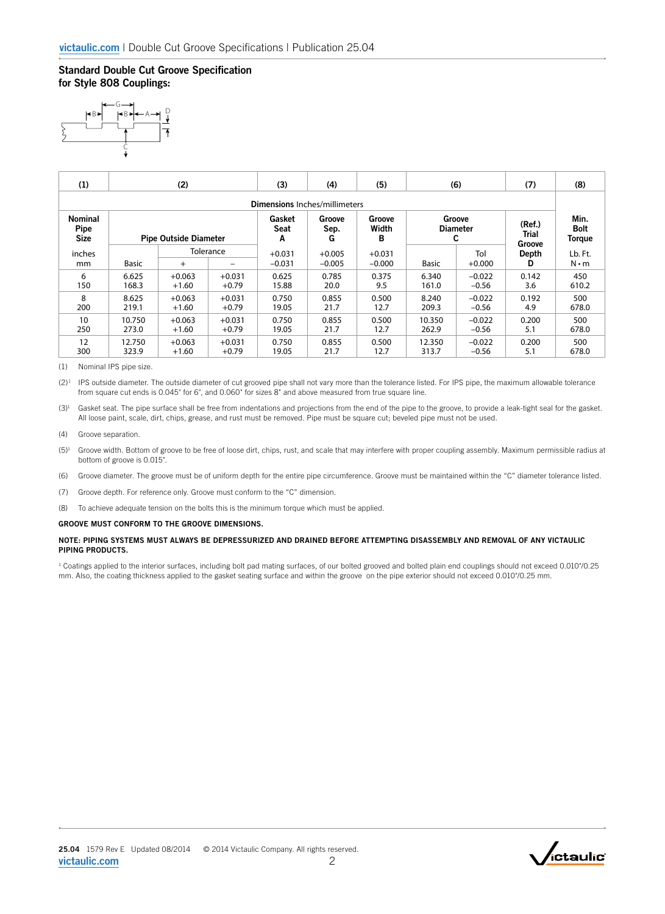## Standard Double Cut Groove Specification for Style 808 Couplings:

| (1) | (2) | | | (3) | (4) | (5) | (6) | | (7) | (8) |
|---|---|---|---|---|---|---|---|---|---|---|
| **Dimensions** Inches/millimeters | | | | | | | | | | |
| **Nominal Pipe Size** | **Pipe Outside Diameter** | | | **Gasket Seat A** | **Groove Sep. G** | **Groove Width B** | **Groove Diameter C** | | **(Ref.) Trial Groove Depth D** | **Min. Bolt Torque** |
| inches mm | Basic | Tolerance + | Tolerance – | +0.031 −0.031 | +0.005 −0.005 | +0.031 −0.000 | Basic | Tol +0.000 | | Lb. Ft. N•m |
| 6<br>150 | 6.625<br>168.3 | +0.063<br>+1.60 | +0.031<br>+0.79 | 0.625<br>15.88 | 0.785<br>20.0 | 0.375<br>9.5 | 6.340<br>161.0 | −0.022<br>−0.56 | 0.142<br>3.6 | 450<br>610.2 |
| 8<br>200 | 8.625<br>219.1 | +0.063<br>+1.60 | +0.031<br>+0.79 | 0.750<br>19.05 | 0.855<br>21.7 | 0.500<br>12.7 | 8.240<br>209.3 | −0.022<br>−0.56 | 0.192<br>4.9 | 500<br>678.0 |
| 10<br>250 | 10.750<br>273.0 | +0.063<br>+1.60 | +0.031<br>+0.79 | 0.750<br>19.05 | 0.855<br>21.7 | 0.500<br>12.7 | 10.350<br>262.9 | −0.022<br>−0.56 | 0.200<br>5.1 | 500<br>678.0 |
| 12<br>300 | 12.750<br>323.9 | +0.063<br>+1.60 | +0.031<br>+0.79 | 0.750<br>19.05 | 0.855<br>21.7 | 0.500<br>12.7 | 12.350<br>313.7 | −0.022<br>−0.56 | 0.200<br>5.1 | 500<br>678.0 |

(1) Nominal IPS pipe size.

(2)[1] IPS outside diameter. The outside diameter of cut grooved pipe shall not vary more than the tolerance listed. For IPS pipe, the maximum allowable tolerance from square cut ends is 0.045" for 6", and 0.060" for sizes 8" and above measured from true square line.

(3)[1] Gasket seat. The pipe surface shall be free from indentations and projections from the end of the pipe to the groove, to provide a leak-tight seal for the gasket. All loose paint, scale, dirt, chips, grease, and rust must be removed. Pipe must be square cut; beveled pipe must not be used.

(4) Groove separation.

(5)[1] Groove width. Bottom of groove to be free of loose dirt, chips, rust, and scale that may interfere with proper coupling assembly. Maximum permissible radius at bottom of groove is 0.015".

(6) Groove diameter. The groove must be of uniform depth for the entire pipe circumference. Groove must be maintained within the "C" diameter tolerance listed.

(7) Groove depth. For reference only. Groove must conform to the "C" dimension.

(8) To achieve adequate tension on the bolts this is the minimum torque which must be applied.

**GROOVE MUST CONFORM TO THE GROOVE DIMENSIONS.**

**NOTE: PIPING SYSTEMS MUST ALWAYS BE DEPRESSURIZED AND DRAINED BEFORE ATTEMPTING DISASSEMBLY AND REMOVAL OF ANY VICTAULIC PIPING PRODUCTS.**

[1] Coatings applied to the interior surfaces, including bolt pad mating surfaces, of our bolted grooved and bolted plain end couplings should not exceed 0.010"/0.25 mm. Also, the coating thickness applied to the gasket seating surface and within the groove on the pipe exterior should not exceed 0.010"/0.25 mm.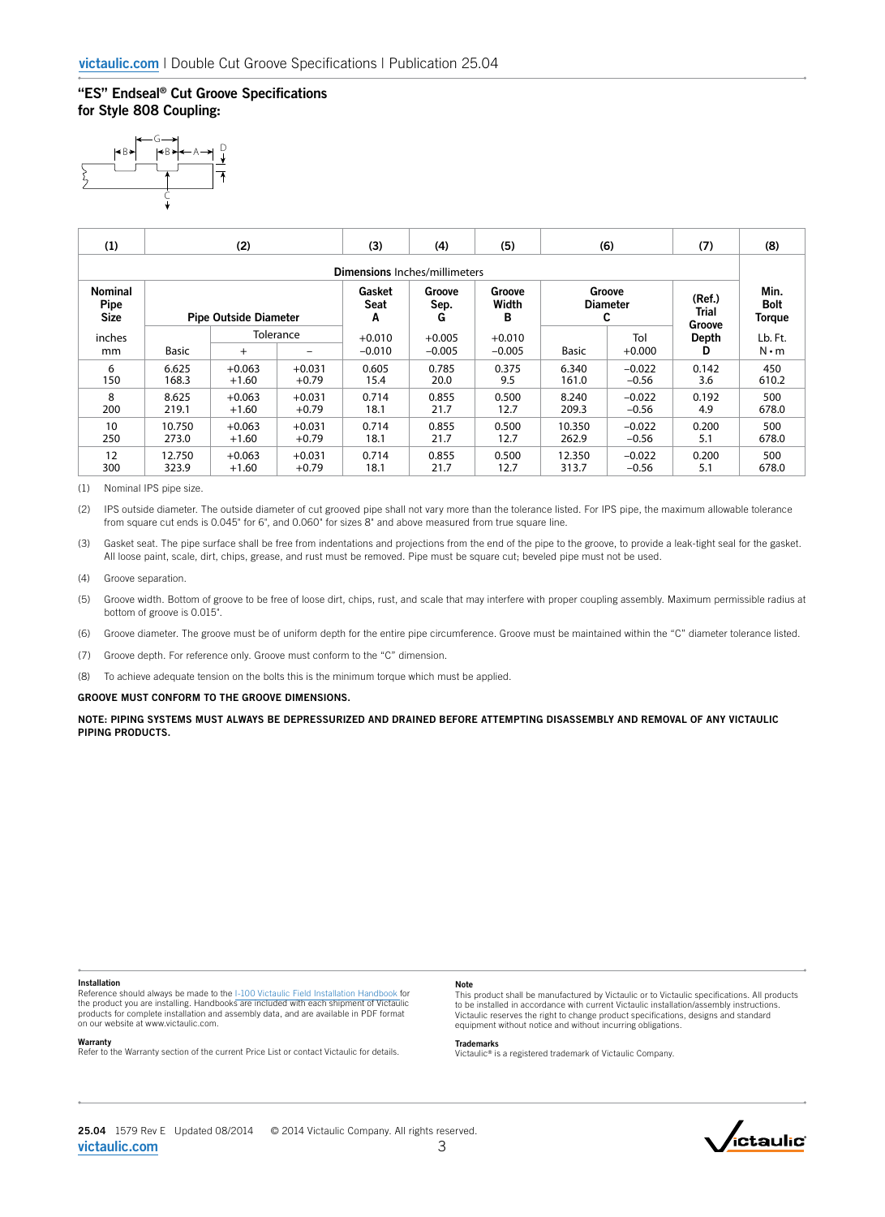## "ES" Endseal® Cut Groove Specifications for Style 808 Coupling:

| (1) | (2) | | | (3) | (4) | (5) | (6) | | (7) | (8) |
|---|---|---|---|---|---|---|---|---|---|---|
| **Dimensions** Inches/millimeters | | | | | | | | | | |
| **Nominal Pipe Size** | **Pipe Outside Diameter** | | | **Gasket Seat A** | **Groove Sep. G** | **Groove Width B** | **Groove Diameter C** | | **(Ref.) Trial Groove Depth D** | **Min. Bolt Torque** |
| inches mm | Basic | Tolerance + | Tolerance – | +0.010 –0.010 | +0.005 –0.005 | +0.010 –0.005 | Basic | Tol +0.000 | | Lb. Ft. N • m |
| 6 150 | 6.625 168.3 | +0.063 +1.60 | +0.031 +0.79 | 0.605 15.4 | 0.785 20.0 | 0.375 9.5 | 6.340 161.0 | –0.022 –0.56 | 0.142 3.6 | 450 610.2 |
| 8 200 | 8.625 219.1 | +0.063 +1.60 | +0.031 +0.79 | 0.714 18.1 | 0.855 21.7 | 0.500 12.7 | 8.240 209.3 | –0.022 –0.56 | 0.192 4.9 | 500 678.0 |
| 10 250 | 10.750 273.0 | +0.063 +1.60 | +0.031 +0.79 | 0.714 18.1 | 0.855 21.7 | 0.500 12.7 | 10.350 262.9 | –0.022 –0.56 | 0.200 5.1 | 500 678.0 |
| 12 300 | 12.750 323.9 | +0.063 +1.60 | +0.031 +0.79 | 0.714 18.1 | 0.855 21.7 | 0.500 12.7 | 12.350 313.7 | –0.022 –0.56 | 0.200 5.1 | 500 678.0 |

(1) Nominal IPS pipe size.

(2) IPS outside diameter. The outside diameter of cut grooved pipe shall not vary more than the tolerance listed. For IPS pipe, the maximum allowable tolerance from square cut ends is 0.045" for 6", and 0.060" for sizes 8" and above measured from true square line.

(3) Gasket seat. The pipe surface shall be free from indentations and projections from the end of the pipe to the groove, to provide a leak-tight seal for the gasket. All loose paint, scale, dirt, chips, grease, and rust must be removed. Pipe must be square cut; beveled pipe must not be used.

(4) Groove separation.

(5) Groove width. Bottom of groove to be free of loose dirt, chips, rust, and scale that may interfere with proper coupling assembly. Maximum permissible radius at bottom of groove is 0.015".

(6) Groove diameter. The groove must be of uniform depth for the entire pipe circumference. Groove must be maintained within the "C" diameter tolerance listed.

(7) Groove depth. For reference only. Groove must conform to the "C" dimension.

(8) To achieve adequate tension on the bolts this is the minimum torque which must be applied.

**GROOVE MUST CONFORM TO THE GROOVE DIMENSIONS.**

**NOTE: PIPING SYSTEMS MUST ALWAYS BE DEPRESSURIZED AND DRAINED BEFORE ATTEMPTING DISASSEMBLY AND REMOVAL OF ANY VICTAULIC PIPING PRODUCTS.**

**Installation**
Reference should always be made to the I-100 Victaulic Field Installation Handbook for the product you are installing. Handbooks are included with each shipment of Victaulic products for complete installation and assembly data, and are available in PDF format on our website at www.victaulic.com.

**Warranty**
Refer to the Warranty section of the current Price List or contact Victaulic for details.

**Note**
This product shall be manufactured by Victaulic or to Victaulic specifications. All products to be installed in accordance with current Victaulic installation/assembly instructions. Victaulic reserves the right to change product specifications, designs and standard equipment without notice and without incurring obligations.

**Trademarks**
Victaulic® is a registered trademark of Victaulic Company.

**25.04** 1579 Rev E Updated 08/2014 © 2014 Victaulic Company. All rights reserved.